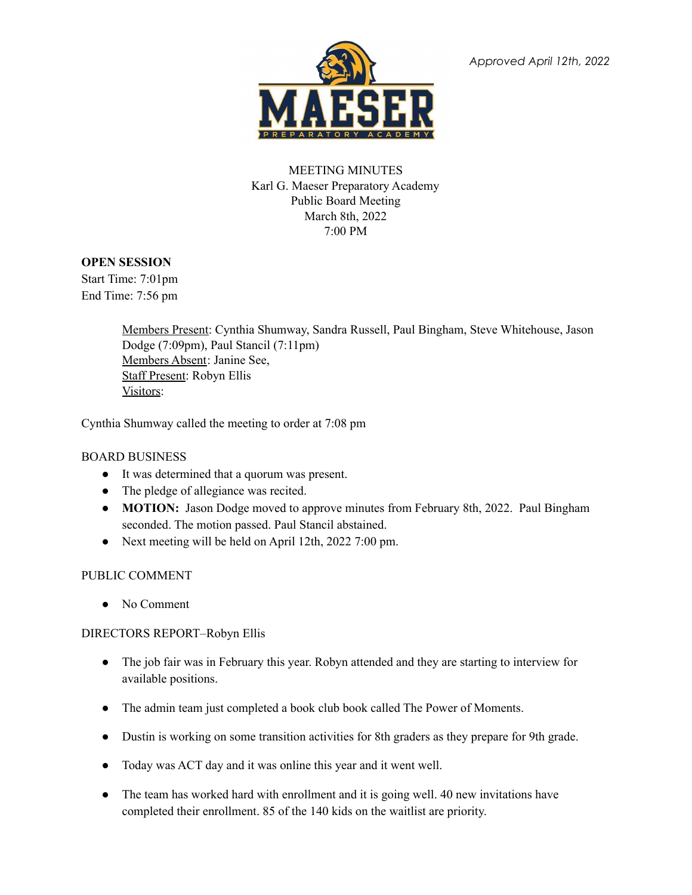*Approved April 12th, 2022*

MEETING MINUTES
Karl G. Maeser Preparatory Academy
Public Board Meeting
March 8th, 2022
7:00 PM

**OPEN SESSION**
Start Time: 7:01pm
End Time: 7:56 pm

Members Present: Cynthia Shumway, Sandra Russell, Paul Bingham, Steve Whitehouse, Jason Dodge (7:09pm), Paul Stancil (7:11pm)
Members Absent: Janine See,
Staff Present: Robyn Ellis
Visitors:

Cynthia Shumway called the meeting to order at 7:08 pm

BOARD BUSINESS

- It was determined that a quorum was present.
- The pledge of allegiance was recited.
- **MOTION:** Jason Dodge moved to approve minutes from February 8th, 2022. Paul Bingham seconded. The motion passed. Paul Stancil abstained.
- Next meeting will be held on April 12th, 2022 7:00 pm.

PUBLIC COMMENT

- No Comment

DIRECTORS REPORT–Robyn Ellis

- The job fair was in February this year. Robyn attended and they are starting to interview for available positions.
- The admin team just completed a book club book called The Power of Moments.
- Dustin is working on some transition activities for 8th graders as they prepare for 9th grade.
- Today was ACT day and it was online this year and it went well.
- The team has worked hard with enrollment and it is going well. 40 new invitations have completed their enrollment. 85 of the 140 kids on the waitlist are priority.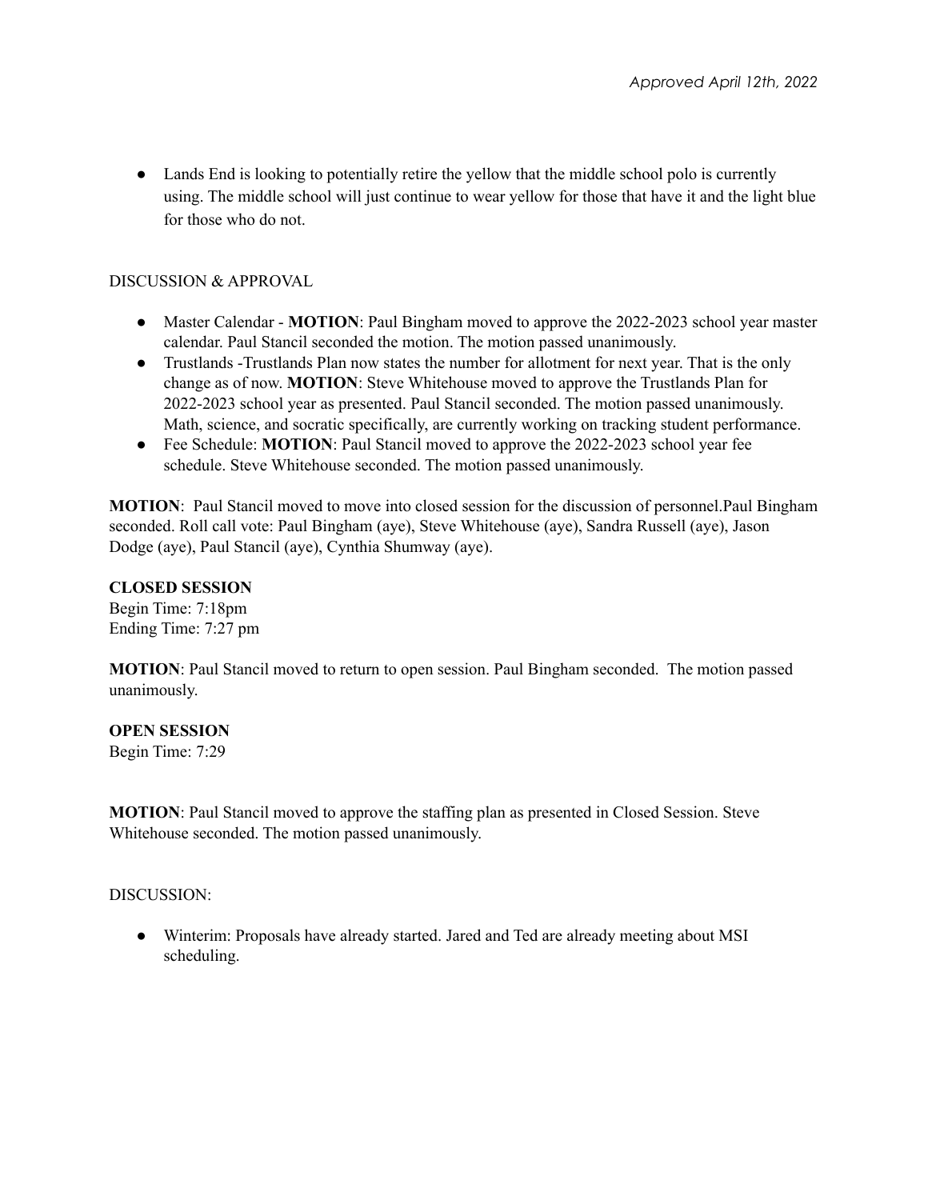*Approved April 12th, 2022*

- Lands End is looking to potentially retire the yellow that the middle school polo is currently using. The middle school will just continue to wear yellow for those that have it and the light blue for those who do not.

DISCUSSION & APPROVAL

- Master Calendar - **MOTION**: Paul Bingham moved to approve the 2022-2023 school year master calendar. Paul Stancil seconded the motion. The motion passed unanimously.
- Trustlands -Trustlands Plan now states the number for allotment for next year. That is the only change as of now. **MOTION**: Steve Whitehouse moved to approve the Trustlands Plan for 2022-2023 school year as presented. Paul Stancil seconded. The motion passed unanimously. Math, science, and socratic specifically, are currently working on tracking student performance.
- Fee Schedule: **MOTION**: Paul Stancil moved to approve the 2022-2023 school year fee schedule. Steve Whitehouse seconded. The motion passed unanimously.

**MOTION**: Paul Stancil moved to move into closed session for the discussion of personnel.Paul Bingham seconded. Roll call vote: Paul Bingham (aye), Steve Whitehouse (aye), Sandra Russell (aye), Jason Dodge (aye), Paul Stancil (aye), Cynthia Shumway (aye).

**CLOSED SESSION**
Begin Time: 7:18pm
Ending Time: 7:27 pm

**MOTION**: Paul Stancil moved to return to open session. Paul Bingham seconded. The motion passed unanimously.

**OPEN SESSION**
Begin Time: 7:29

**MOTION**: Paul Stancil moved to approve the staffing plan as presented in Closed Session. Steve Whitehouse seconded. The motion passed unanimously.

DISCUSSION:

- Winterim: Proposals have already started. Jared and Ted are already meeting about MSI scheduling.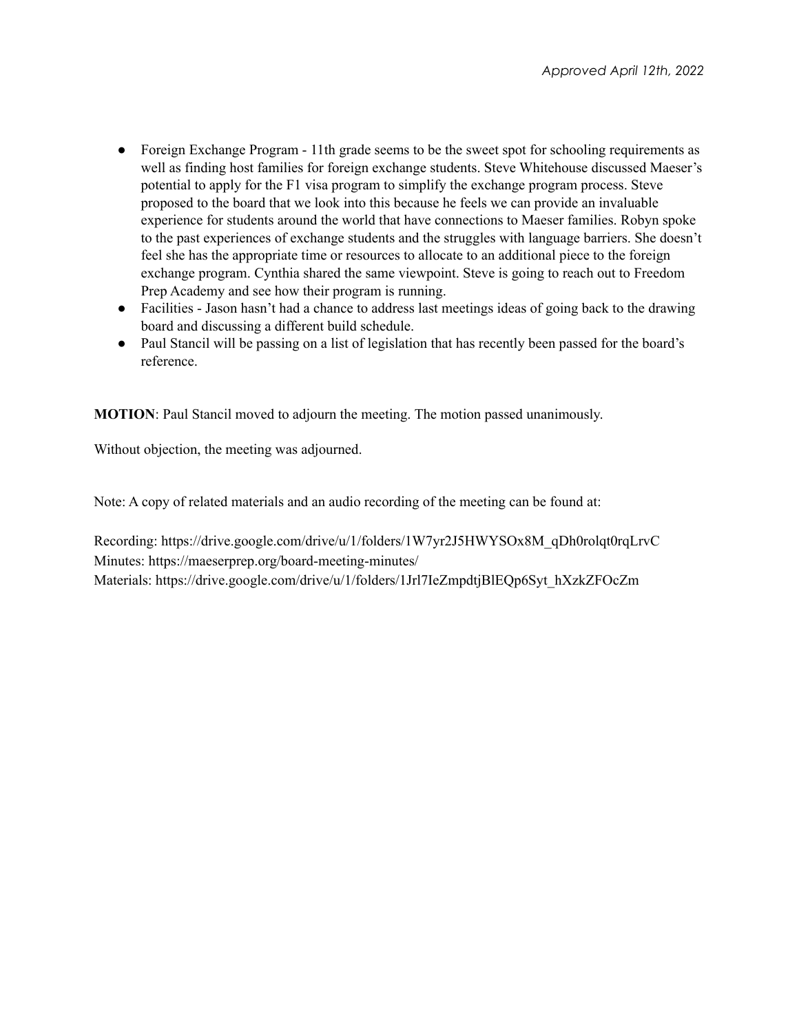*Approved April 12th, 2022*

- Foreign Exchange Program - 11th grade seems to be the sweet spot for schooling requirements as well as finding host families for foreign exchange students. Steve Whitehouse discussed Maeser's potential to apply for the F1 visa program to simplify the exchange program process. Steve proposed to the board that we look into this because he feels we can provide an invaluable experience for students around the world that have connections to Maeser families. Robyn spoke to the past experiences of exchange students and the struggles with language barriers. She doesn't feel she has the appropriate time or resources to allocate to an additional piece to the foreign exchange program. Cynthia shared the same viewpoint. Steve is going to reach out to Freedom Prep Academy and see how their program is running.
- Facilities - Jason hasn't had a chance to address last meetings ideas of going back to the drawing board and discussing a different build schedule.
- Paul Stancil will be passing on a list of legislation that has recently been passed for the board's reference.

**MOTION**: Paul Stancil moved to adjourn the meeting. The motion passed unanimously.

Without objection, the meeting was adjourned.

Note: A copy of related materials and an audio recording of the meeting can be found at:

Recording: https://drive.google.com/drive/u/1/folders/1W7yr2J5HWYSOx8M_qDh0rolqt0rqLrvC
Minutes: https://maeserprep.org/board-meeting-minutes/
Materials: https://drive.google.com/drive/u/1/folders/1Jrl7IeZmpdtjBlEQp6Syt_hXzkZFOcZm